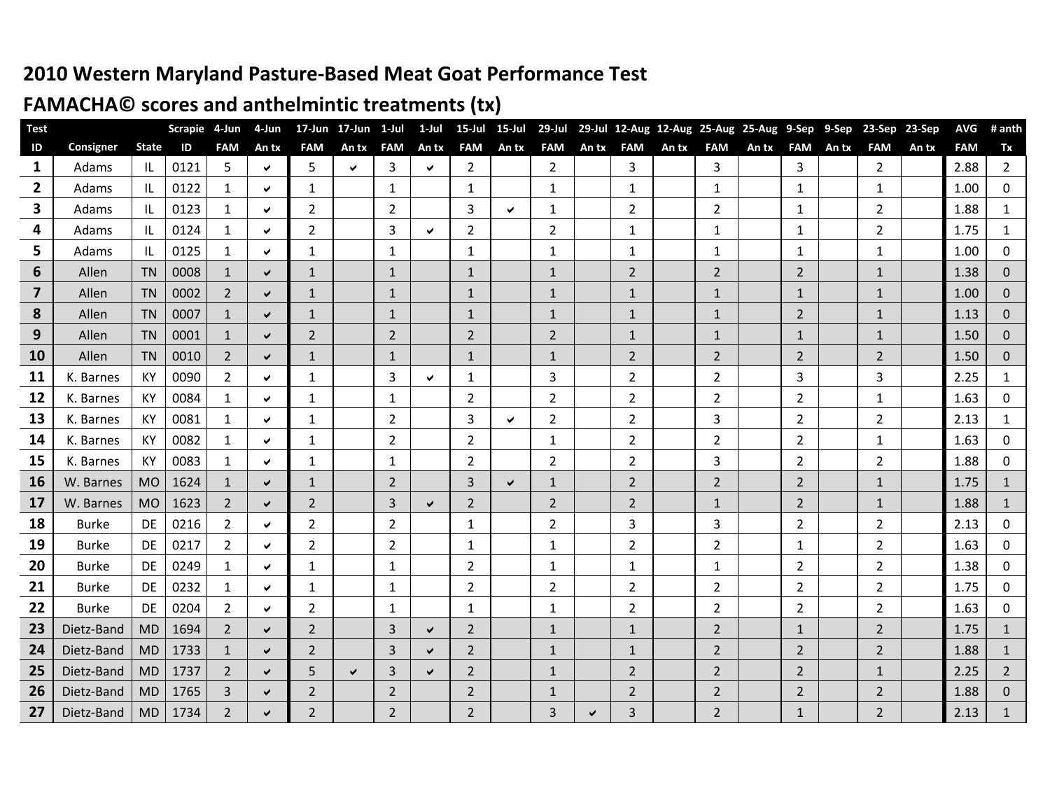# 2010 Western Maryland Pasture-Based Meat Goat Performance Test

## FAMACHA© scores and anthelmintic treatments (tx)

| Test ID | Consigner | State | Scrapie ID | 4-Jun FAM | 4-Jun An tx | 17-Jun FAM | 17-Jun An tx | 1-Jul FAM | 1-Jul An tx | 15-Jul FAM | 15-Jul An tx | 29-Jul FAM | 29-Jul An tx | 12-Aug FAM | 12-Aug An tx | 25-Aug FAM | 25-Aug An tx | 9-Sep FAM | 9-Sep An tx | 23-Sep FAM | 23-Sep An tx | AVG FAM | # anth Tx |
|---|---|---|---|---|---|---|---|---|---|---|---|---|---|---|---|---|---|---|---|---|---|---|---|
| **1** | Adams | IL | 0121 | 5 | ✔ | 5 | ✔ | 3 | ✔ | 2 | | 2 | | 3 | | 3 | | 3 | | 2 | | 2.88 | 2 |
| **2** | Adams | IL | 0122 | 1 | ✔ | 1 | | 1 | | 1 | | 1 | | 1 | | 1 | | 1 | | 1 | | 1.00 | 0 |
| **3** | Adams | IL | 0123 | 1 | ✔ | 2 | | 2 | | 3 | ✔ | 1 | | 2 | | 2 | | 1 | | 2 | | 1.88 | 1 |
| **4** | Adams | IL | 0124 | 1 | ✔ | 2 | | 3 | ✔ | 2 | | 2 | | 1 | | 1 | | 1 | | 2 | | 1.75 | 1 |
| **5** | Adams | IL | 0125 | 1 | ✔ | 1 | | 1 | | 1 | | 1 | | 1 | | 1 | | 1 | | 1 | | 1.00 | 0 |
| **6** | Allen | TN | 0008 | 1 | ✔ | 1 | | 1 | | 1 | | 1 | | 2 | | 2 | | 2 | | 1 | | 1.38 | 0 |
| **7** | Allen | TN | 0002 | 2 | ✔ | 1 | | 1 | | 1 | | 1 | | 1 | | 1 | | 1 | | 1 | | 1.00 | 0 |
| **8** | Allen | TN | 0007 | 1 | ✔ | 1 | | 1 | | 1 | | 1 | | 1 | | 1 | | 2 | | 1 | | 1.13 | 0 |
| **9** | Allen | TN | 0001 | 1 | ✔ | 2 | | 2 | | 2 | | 2 | | 1 | | 1 | | 1 | | 1 | | 1.50 | 0 |
| **10** | Allen | TN | 0010 | 2 | ✔ | 1 | | 1 | | 1 | | 1 | | 2 | | 2 | | 2 | | 2 | | 1.50 | 0 |
| **11** | K. Barnes | KY | 0090 | 2 | ✔ | 1 | | 3 | ✔ | 1 | | 3 | | 2 | | 2 | | 3 | | 3 | | 2.25 | 1 |
| **12** | K. Barnes | KY | 0084 | 1 | ✔ | 1 | | 1 | | 2 | | 2 | | 2 | | 2 | | 2 | | 1 | | 1.63 | 0 |
| **13** | K. Barnes | KY | 0081 | 1 | ✔ | 1 | | 2 | | 3 | ✔ | 2 | | 2 | | 3 | | 2 | | 2 | | 2.13 | 1 |
| **14** | K. Barnes | KY | 0082 | 1 | ✔ | 1 | | 2 | | 2 | | 1 | | 2 | | 2 | | 2 | | 1 | | 1.63 | 0 |
| **15** | K. Barnes | KY | 0083 | 1 | ✔ | 1 | | 1 | | 2 | | 2 | | 2 | | 3 | | 2 | | 2 | | 1.88 | 0 |
| **16** | W. Barnes | MO | 1624 | 1 | ✔ | 1 | | 2 | | 3 | ✔ | 1 | | 2 | | 2 | | 2 | | 1 | | 1.75 | 1 |
| **17** | W. Barnes | MO | 1623 | 2 | ✔ | 2 | | 3 | ✔ | 2 | | 2 | | 2 | | 1 | | 2 | | 1 | | 1.88 | 1 |
| **18** | Burke | DE | 0216 | 2 | ✔ | 2 | | 2 | | 1 | | 2 | | 3 | | 3 | | 2 | | 2 | | 2.13 | 0 |
| **19** | Burke | DE | 0217 | 2 | ✔ | 2 | | 2 | | 1 | | 1 | | 2 | | 2 | | 1 | | 2 | | 1.63 | 0 |
| **20** | Burke | DE | 0249 | 1 | ✔ | 1 | | 1 | | 2 | | 1 | | 1 | | 1 | | 2 | | 2 | | 1.38 | 0 |
| **21** | Burke | DE | 0232 | 1 | ✔ | 1 | | 1 | | 2 | | 2 | | 2 | | 2 | | 2 | | 2 | | 1.75 | 0 |
| **22** | Burke | DE | 0204 | 2 | ✔ | 2 | | 1 | | 1 | | 1 | | 2 | | 2 | | 2 | | 2 | | 1.63 | 0 |
| **23** | Dietz-Band | MD | 1694 | 2 | ✔ | 2 | | 3 | ✔ | 2 | | 1 | | 1 | | 2 | | 1 | | 2 | | 1.75 | 1 |
| **24** | Dietz-Band | MD | 1733 | 1 | ✔ | 2 | | 3 | ✔ | 2 | | 1 | | 1 | | 2 | | 2 | | 2 | | 1.88 | 1 |
| **25** | Dietz-Band | MD | 1737 | 2 | ✔ | 5 | ✔ | 3 | ✔ | 2 | | 1 | | 2 | | 2 | | 2 | | 1 | | 2.25 | 2 |
| **26** | Dietz-Band | MD | 1765 | 3 | ✔ | 2 | | 2 | | 2 | | 1 | | 2 | | 2 | | 2 | | 2 | | 1.88 | 0 |
| **27** | Dietz-Band | MD | 1734 | 2 | ✔ | 2 | | 2 | | 2 | | 3 | ✔ | 3 | | 2 | | 1 | | 2 | | 2.13 | 1 |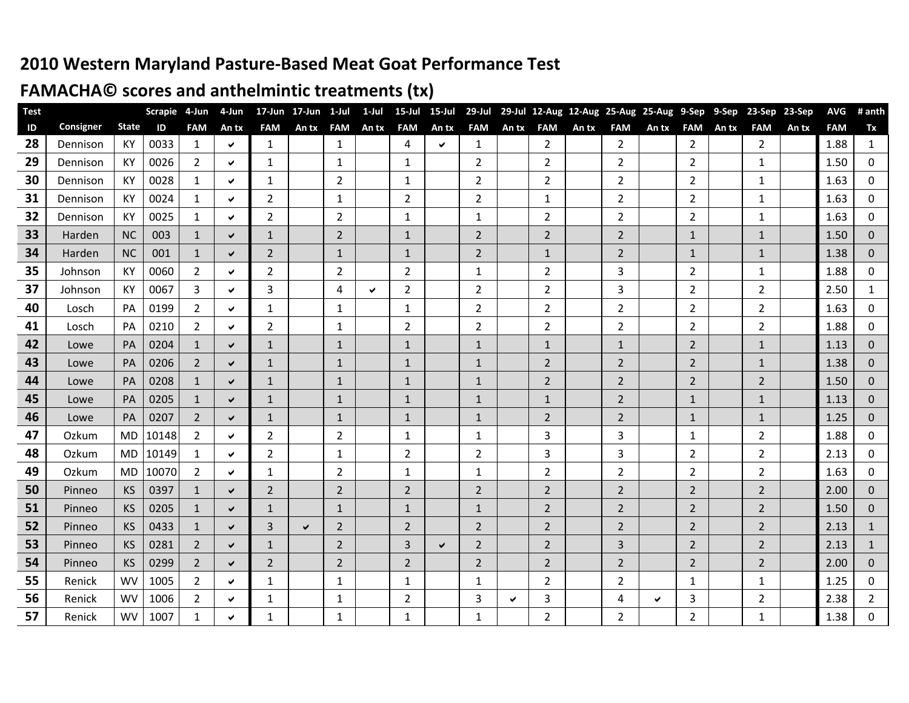## 2010 Western Maryland Pasture-Based Meat Goat Performance Test

## FAMACHA© scores and anthelmintic treatments (tx)

| Test ID | Consigner | State | Scrapie ID | 4-Jun FAM | 4-Jun An tx | 17-Jun FAM | 17-Jun An tx | 1-Jul FAM | 1-Jul An tx | 15-Jul FAM | 15-Jul An tx | 29-Jul FAM | 29-Jul An tx | 12-Aug FAM | 12-Aug An tx | 25-Aug FAM | 25-Aug An tx | 9-Sep FAM | 9-Sep An tx | 23-Sep FAM | 23-Sep An tx | AVG FAM | # anth Tx |
|---|---|---|---|---|---|---|---|---|---|---|---|---|---|---|---|---|---|---|---|---|---|---|---|
| 28 | Dennison | KY | 0033 | 1 | ✔ | 1 | | 1 | | 4 | ✔ | 1 | | 2 | | 2 | | 2 | | 2 | | 1.88 | 1 |
| 29 | Dennison | KY | 0026 | 2 | ✔ | 1 | | 1 | | 1 | | 2 | | 2 | | 2 | | 2 | | 1 | | 1.50 | 0 |
| 30 | Dennison | KY | 0028 | 1 | ✔ | 1 | | 2 | | 1 | | 2 | | 2 | | 2 | | 2 | | 1 | | 1.63 | 0 |
| 31 | Dennison | KY | 0024 | 1 | ✔ | 2 | | 1 | | 2 | | 2 | | 1 | | 2 | | 2 | | 1 | | 1.63 | 0 |
| 32 | Dennison | KY | 0025 | 1 | ✔ | 2 | | 2 | | 1 | | 1 | | 2 | | 2 | | 2 | | 1 | | 1.63 | 0 |
| 33 | Harden | NC | 003 | 1 | ✔ | 1 | | 2 | | 1 | | 2 | | 2 | | 2 | | 1 | | 1 | | 1.50 | 0 |
| 34 | Harden | NC | 001 | 1 | ✔ | 2 | | 1 | | 1 | | 2 | | 1 | | 2 | | 1 | | 1 | | 1.38 | 0 |
| 35 | Johnson | KY | 0060 | 2 | ✔ | 2 | | 2 | | 2 | | 1 | | 2 | | 3 | | 2 | | 1 | | 1.88 | 0 |
| 37 | Johnson | KY | 0067 | 3 | ✔ | 3 | | 4 | ✔ | 2 | | 2 | | 2 | | 3 | | 2 | | 2 | | 2.50 | 1 |
| 40 | Losch | PA | 0199 | 2 | ✔ | 1 | | 1 | | 1 | | 2 | | 2 | | 2 | | 2 | | 2 | | 1.63 | 0 |
| 41 | Losch | PA | 0210 | 2 | ✔ | 2 | | 1 | | 2 | | 2 | | 2 | | 2 | | 2 | | 2 | | 1.88 | 0 |
| 42 | Lowe | PA | 0204 | 1 | ✔ | 1 | | 1 | | 1 | | 1 | | 1 | | 1 | | 2 | | 1 | | 1.13 | 0 |
| 43 | Lowe | PA | 0206 | 2 | ✔ | 1 | | 1 | | 1 | | 1 | | 2 | | 2 | | 2 | | 1 | | 1.38 | 0 |
| 44 | Lowe | PA | 0208 | 1 | ✔ | 1 | | 1 | | 1 | | 1 | | 2 | | 2 | | 2 | | 2 | | 1.50 | 0 |
| 45 | Lowe | PA | 0205 | 1 | ✔ | 1 | | 1 | | 1 | | 1 | | 1 | | 2 | | 1 | | 1 | | 1.13 | 0 |
| 46 | Lowe | PA | 0207 | 2 | ✔ | 1 | | 1 | | 1 | | 1 | | 2 | | 2 | | 1 | | 1 | | 1.25 | 0 |
| 47 | Ozkum | MD | 10148 | 2 | ✔ | 2 | | 2 | | 1 | | 1 | | 3 | | 3 | | 1 | | 2 | | 1.88 | 0 |
| 48 | Ozkum | MD | 10149 | 1 | ✔ | 2 | | 1 | | 2 | | 2 | | 3 | | 3 | | 2 | | 2 | | 2.13 | 0 |
| 49 | Ozkum | MD | 10070 | 2 | ✔ | 1 | | 2 | | 1 | | 1 | | 2 | | 2 | | 2 | | 2 | | 1.63 | 0 |
| 50 | Pinneo | KS | 0397 | 1 | ✔ | 2 | | 2 | | 2 | | 2 | | 2 | | 2 | | 2 | | 2 | | 2.00 | 0 |
| 51 | Pinneo | KS | 0205 | 1 | ✔ | 1 | | 1 | | 1 | | 1 | | 2 | | 2 | | 2 | | 2 | | 1.50 | 0 |
| 52 | Pinneo | KS | 0433 | 1 | ✔ | 3 | ✔ | 2 | | 2 | | 2 | | 2 | | 2 | | 2 | | 2 | | 2.13 | 1 |
| 53 | Pinneo | KS | 0281 | 2 | ✔ | 1 | | 2 | | 3 | ✔ | 2 | | 2 | | 3 | | 2 | | 2 | | 2.13 | 1 |
| 54 | Pinneo | KS | 0299 | 2 | ✔ | 2 | | 2 | | 2 | | 2 | | 2 | | 2 | | 2 | | 2 | | 2.00 | 0 |
| 55 | Renick | WV | 1005 | 2 | ✔ | 1 | | 1 | | 1 | | 1 | | 2 | | 2 | | 1 | | 1 | | 1.25 | 0 |
| 56 | Renick | WV | 1006 | 2 | ✔ | 1 | | 1 | | 2 | | 3 | ✔ | 3 | | 4 | ✔ | 3 | | 2 | | 2.38 | 2 |
| 57 | Renick | WV | 1007 | 1 | ✔ | 1 | | 1 | | 1 | | 1 | | 2 | | 2 | | 2 | | 1 | | 1.38 | 0 |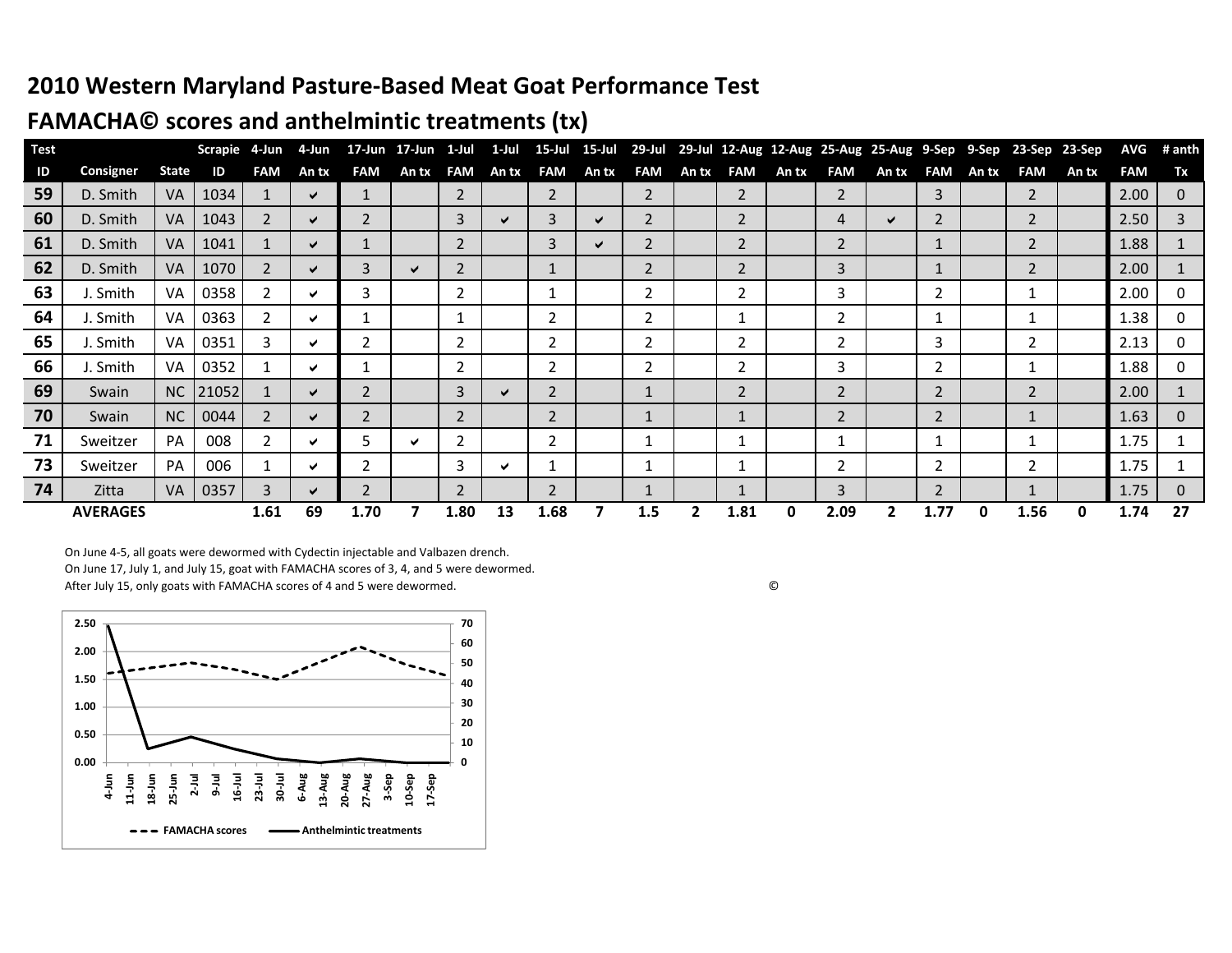# 2010 Western Maryland Pasture-Based Meat Goat Performance Test

## FAMACHA© scores and anthelmintic treatments (tx)

| Test ID | Consigner | State | Scrapie ID | 4-Jun FAM | 4-Jun An tx | 17-Jun FAM | 17-Jun An tx | 1-Jul FAM | 1-Jul An tx | 15-Jul FAM | 15-Jul An tx | 29-Jul FAM | 29-Jul An tx | 12-Aug FAM | 12-Aug An tx | 25-Aug FAM | 25-Aug An tx | 9-Sep FAM | 9-Sep An tx | 23-Sep FAM | 23-Sep An tx | AVG FAM | # anth Tx |
|---|---|---|---|---|---|---|---|---|---|---|---|---|---|---|---|---|---|---|---|---|---|---|---|
| 59 | D. Smith | VA | 1034 | 1 | ✔ | 1 | | 2 | | 2 | | 2 | | 2 | | 2 | | 3 | | 2 | | 2.00 | 0 |
| 60 | D. Smith | VA | 1043 | 2 | ✔ | 2 | | 3 | ✔ | 3 | ✔ | 2 | | 2 | | 4 | ✔ | 2 | | 2 | | 2.50 | 3 |
| 61 | D. Smith | VA | 1041 | 1 | ✔ | 1 | | 2 | | 3 | ✔ | 2 | | 2 | | 2 | | 1 | | 2 | | 1.88 | 1 |
| 62 | D. Smith | VA | 1070 | 2 | ✔ | 3 | ✔ | 2 | | 1 | | 2 | | 2 | | 3 | | 1 | | 2 | | 2.00 | 1 |
| 63 | J. Smith | VA | 0358 | 2 | ✔ | 3 | | 2 | | 1 | | 2 | | 2 | | 3 | | 2 | | 1 | | 2.00 | 0 |
| 64 | J. Smith | VA | 0363 | 2 | ✔ | 1 | | 1 | | 2 | | 2 | | 1 | | 2 | | 1 | | 1 | | 1.38 | 0 |
| 65 | J. Smith | VA | 0351 | 3 | ✔ | 2 | | 2 | | 2 | | 2 | | 2 | | 2 | | 3 | | 2 | | 2.13 | 0 |
| 66 | J. Smith | VA | 0352 | 1 | ✔ | 1 | | 2 | | 2 | | 2 | | 2 | | 3 | | 2 | | 1 | | 1.88 | 0 |
| 69 | Swain | NC | 21052 | 1 | ✔ | 2 | | 3 | ✔ | 2 | | 1 | | 2 | | 2 | | 2 | | 2 | | 2.00 | 1 |
| 70 | Swain | NC | 0044 | 2 | ✔ | 2 | | 2 | | 2 | | 1 | | 1 | | 2 | | 2 | | 1 | | 1.63 | 0 |
| 71 | Sweitzer | PA | 008 | 2 | ✔ | 5 | ✔ | 2 | | 2 | | 1 | | 1 | | 1 | | 1 | | 1 | | 1.75 | 1 |
| 73 | Sweitzer | PA | 006 | 1 | ✔ | 2 | | 3 | ✔ | 1 | | 1 | | 1 | | 2 | | 2 | | 2 | | 1.75 | 1 |
| 74 | Zitta | VA | 0357 | 3 | ✔ | 2 | | 2 | | 2 | | 1 | | 1 | | 3 | | 2 | | 1 | | 1.75 | 0 |
| | **AVERAGES** | | | **1.61** | **69** | **1.70** | **7** | **1.80** | **13** | **1.68** | **7** | **1.5** | **2** | **1.81** | **0** | **2.09** | **2** | **1.77** | **0** | **1.56** | **0** | **1.74** | **27** |

On June 4-5, all goats were dewormed with Cydectin injectable and Valbazen drench.
On June 17, July 1, and July 15, goat with FAMACHA scores of 3, 4, and 5 were dewormed.
After July 15, only goats with FAMACHA scores of 4 and 5 were dewormed.

©

2.50
2.00
1.50
1.00
0.50
0.00

70
60
50
40
30
20
10
0

4-Jun
11-Jun
18-Jun
25-Jun
2-Jul
9-Jul
16-Jul
23-Jul
30-Jul
6-Aug
13-Aug
20-Aug
27-Aug
3-Sep
10-Sep
17-Sep

FAMACHA scores
Anthelmintic treatments